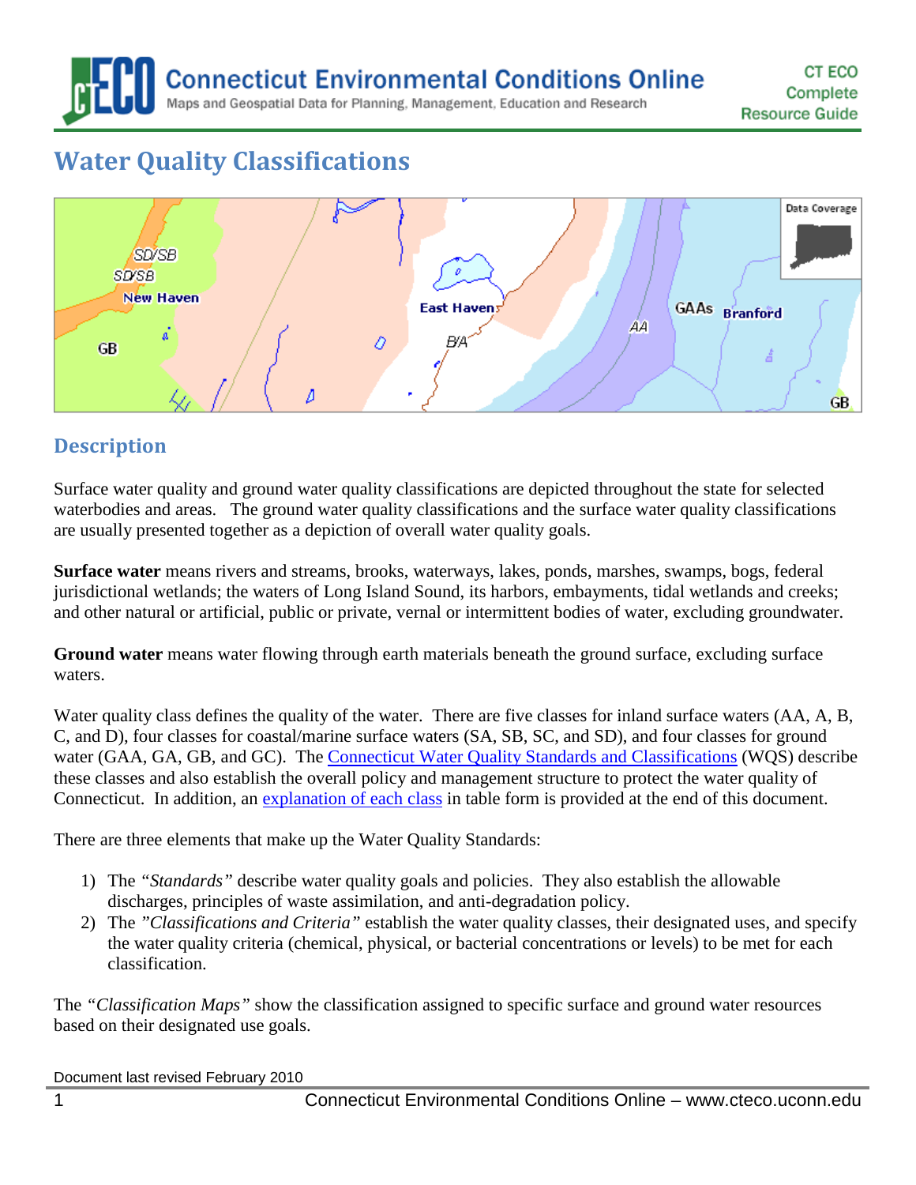# Water Quality Classifications

## Description

Surface water quality and ground water quality classifications are depicted throughout the state for selected waterbodies and areas. The ground water quality classifications and the surface water quality classifications are usually presented together as a depiction of overall water quality goals.

**Surface water** means rivers and streams, brooks, waterways, lakes, ponds, marshes, swamps, bogs, federal jurisdictional wetlands; the waters of Long Island Sound, its harbors, embayments, tidal wetlands and creeks; and other natural or artificial, public or private, vernal or intermittent bodies of water, excluding groundwater.

**Ground water** means water flowing through earth materials beneath the ground surface, excluding surface waters.

Water quality class defines the quality of the water. There are five classes for inland surface waters (AA, A, B, C, and D), four classes for coastal/marine surface waters (SA, SB, SC, and SD), and four classes for ground water (GAA, GA, GB, and GC). The Connecticut Water Quality Standards and Classifications (WQS) describe these classes and also establish the overall policy and management structure to protect the water quality of Connecticut. In addition, an explanation of each class in table form is provided at the end of this document.

There are three elements that make up the Water Quality Standards:

1) The *"Standards"* describe water quality goals and policies. They also establish the allowable discharges, principles of waste assimilation, and anti-degradation policy.
2) The *"Classifications and Criteria"* establish the water quality classes, their designated uses, and specify the water quality criteria (chemical, physical, or bacterial concentrations or levels) to be met for each classification.

The *"Classification Maps"* show the classification assigned to specific surface and ground water resources based on their designated use goals.

Document last revised February 2010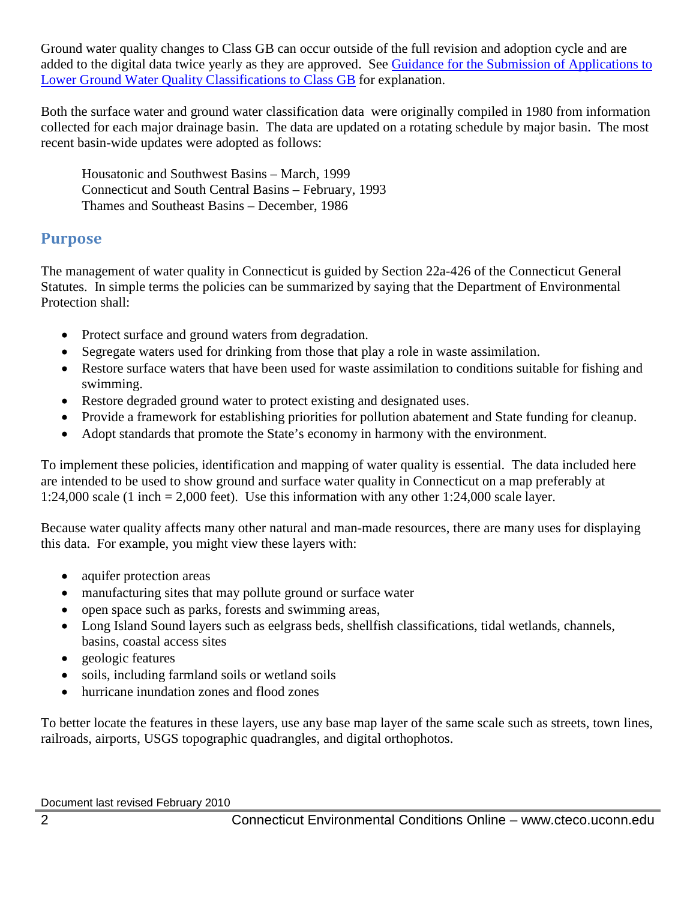Ground water quality changes to Class GB can occur outside of the full revision and adoption cycle and are added to the digital data twice yearly as they are approved. See [Guidance for the Submission of Applications to Lower Ground Water Quality Classifications to Class GB] for explanation.

Both the surface water and ground water classification data were originally compiled in 1980 from information collected for each major drainage basin. The data are updated on a rotating schedule by major basin. The most recent basin-wide updates were adopted as follows:

Housatonic and Southwest Basins – March, 1999
Connecticut and South Central Basins – February, 1993
Thames and Southeast Basins – December, 1986

## Purpose

The management of water quality in Connecticut is guided by Section 22a-426 of the Connecticut General Statutes. In simple terms the policies can be summarized by saying that the Department of Environmental Protection shall:

- Protect surface and ground waters from degradation.
- Segregate waters used for drinking from those that play a role in waste assimilation.
- Restore surface waters that have been used for waste assimilation to conditions suitable for fishing and swimming.
- Restore degraded ground water to protect existing and designated uses.
- Provide a framework for establishing priorities for pollution abatement and State funding for cleanup.
- Adopt standards that promote the State's economy in harmony with the environment.

To implement these policies, identification and mapping of water quality is essential. The data included here are intended to be used to show ground and surface water quality in Connecticut on a map preferably at 1:24,000 scale (1 inch = 2,000 feet). Use this information with any other 1:24,000 scale layer.

Because water quality affects many other natural and man-made resources, there are many uses for displaying this data. For example, you might view these layers with:

- aquifer protection areas
- manufacturing sites that may pollute ground or surface water
- open space such as parks, forests and swimming areas,
- Long Island Sound layers such as eelgrass beds, shellfish classifications, tidal wetlands, channels, basins, coastal access sites
- geologic features
- soils, including farmland soils or wetland soils
- hurricane inundation zones and flood zones

To better locate the features in these layers, use any base map layer of the same scale such as streets, town lines, railroads, airports, USGS topographic quadrangles, and digital orthophotos.

Document last revised February 2010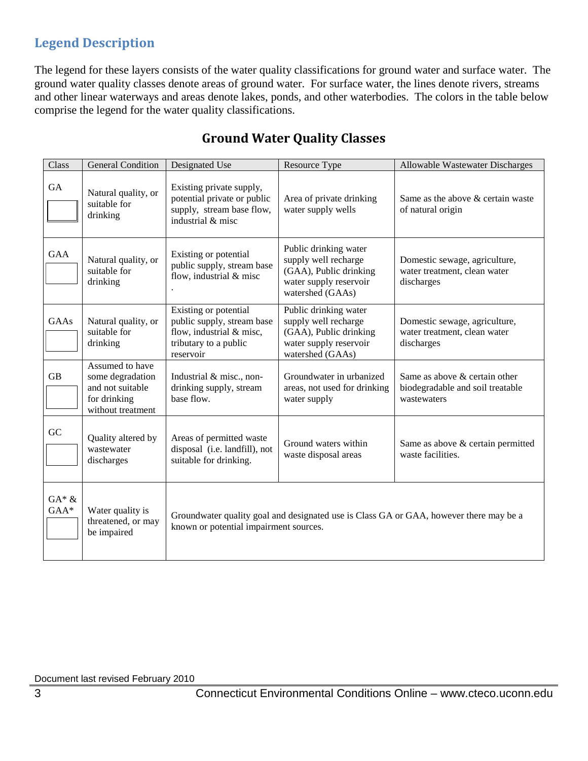## Legend Description

The legend for these layers consists of the water quality classifications for ground water and surface water. The ground water quality classes denote areas of ground water. For surface water, the lines denote rivers, streams and other linear waterways and areas denote lakes, ponds, and other waterbodies. The colors in the table below comprise the legend for the water quality classifications.

### Ground Water Quality Classes

| Class | General Condition | Designated Use | Resource Type | Allowable Wastewater Discharges |
|---|---|---|---|---|
| GA | Natural quality, or suitable for drinking | Existing private supply, potential private or public supply, stream base flow, industrial & misc | Area of private drinking water supply wells | Same as the above & certain waste of natural origin |
| GAA | Natural quality, or suitable for drinking | Existing or potential public supply, stream base flow, industrial & misc . | Public drinking water supply well recharge (GAA), Public drinking water supply reservoir watershed (GAAs) | Domestic sewage, agriculture, water treatment, clean water discharges |
| GAAs | Natural quality, or suitable for drinking | Existing or potential public supply, stream base flow, industrial & misc, tributary to a public reservoir | Public drinking water supply well recharge (GAA), Public drinking water supply reservoir watershed (GAAs) | Domestic sewage, agriculture, water treatment, clean water discharges |
| GB | Assumed to have some degradation and not suitable for drinking without treatment | Industrial & misc., non-drinking supply, stream base flow. | Groundwater in urbanized areas, not used for drinking water supply | Same as above & certain other biodegradable and soil treatable wastewaters |
| GC | Quality altered by wastewater discharges | Areas of permitted waste disposal (i.e. landfill), not suitable for drinking. | Ground waters within waste disposal areas | Same as above & certain permitted waste facilities. |
| GA* & GAA* | Water quality is threatened, or may be impaired | Groundwater quality goal and designated use is Class GA or GAA, however there may be a known or potential impairment sources. | | |

Document last revised February 2010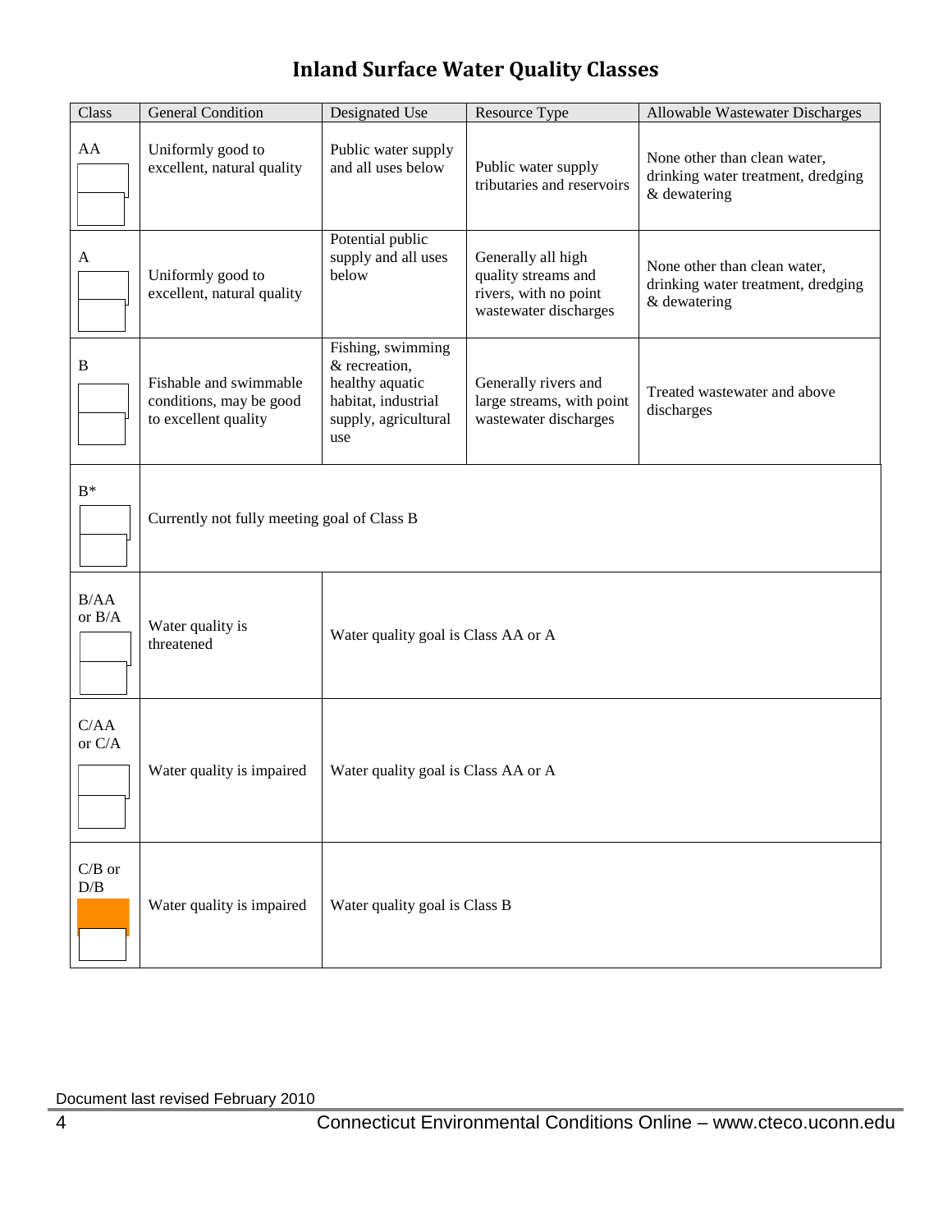# Inland Surface Water Quality Classes

| Class | General Condition | Designated Use | Resource Type | Allowable Wastewater Discharges |
|---|---|---|---|---|
| AA | Uniformly good to excellent, natural quality | Public water supply and all uses below | Public water supply tributaries and reservoirs | None other than clean water, drinking water treatment, dredging & dewatering |
| A | Uniformly good to excellent, natural quality | Potential public supply and all uses below | Generally all high quality streams and rivers, with no point wastewater discharges | None other than clean water, drinking water treatment, dredging & dewatering |
| B | Fishable and swimmable conditions, may be good to excellent quality | Fishing, swimming & recreation, healthy aquatic habitat, industrial supply, agricultural use | Generally rivers and large streams, with point wastewater discharges | Treated wastewater and above discharges |
| B* | Currently not fully meeting goal of Class B | | | |
| B/AA or B/A | Water quality is threatened | Water quality goal is Class AA or A | | |
| C/AA or C/A | Water quality is impaired | Water quality goal is Class AA or A | | |
| C/B or D/B | Water quality is impaired | Water quality goal is Class B | | |

Document last revised February 2010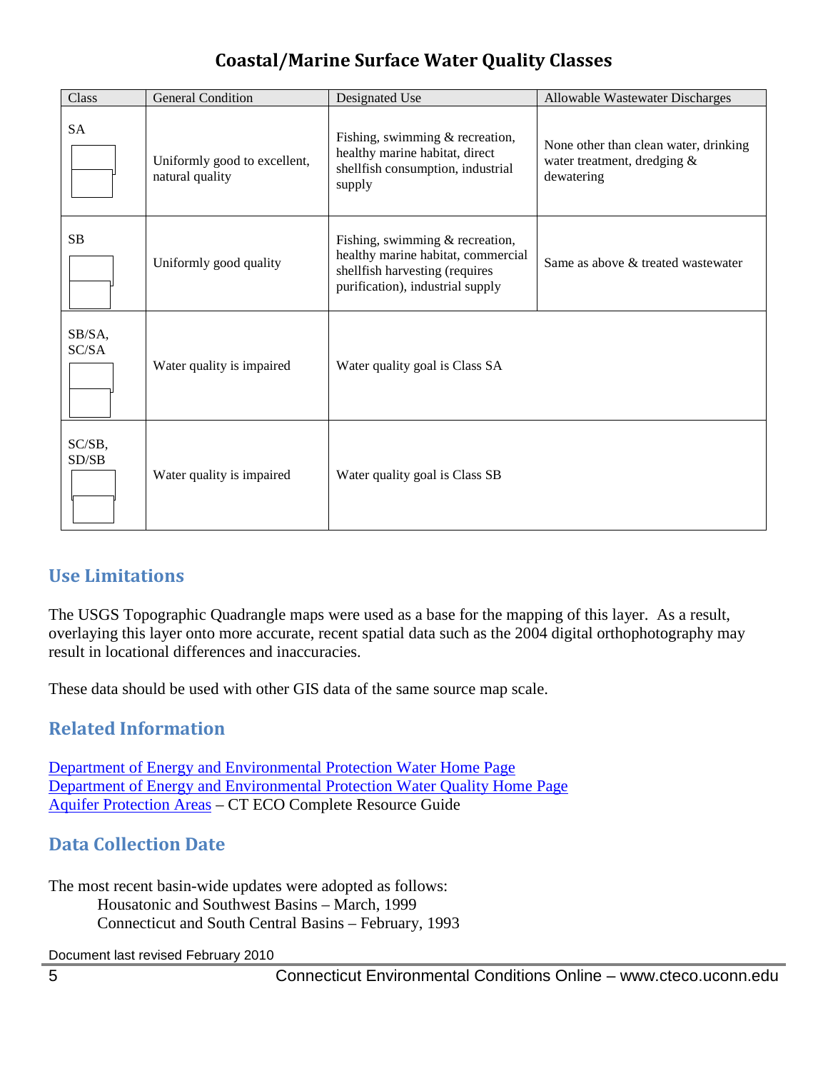## Coastal/Marine Surface Water Quality Classes

| Class | General Condition | Designated Use | Allowable Wastewater Discharges |
|---|---|---|---|
| SA | Uniformly good to excellent, natural quality | Fishing, swimming & recreation, healthy marine habitat, direct shellfish consumption, industrial supply | None other than clean water, drinking water treatment, dredging & dewatering |
| SB | Uniformly good quality | Fishing, swimming & recreation, healthy marine habitat, commercial shellfish harvesting (requires purification), industrial supply | Same as above & treated wastewater |
| SB/SA, SC/SA | Water quality is impaired | Water quality goal is Class SA | |
| SC/SB, SD/SB | Water quality is impaired | Water quality goal is Class SB | |

## Use Limitations

The USGS Topographic Quadrangle maps were used as a base for the mapping of this layer. As a result, overlaying this layer onto more accurate, recent spatial data such as the 2004 digital orthophotography may result in locational differences and inaccuracies.

These data should be used with other GIS data of the same source map scale.

## Related Information

Department of Energy and Environmental Protection Water Home Page
Department of Energy and Environmental Protection Water Quality Home Page
Aquifer Protection Areas – CT ECO Complete Resource Guide

## Data Collection Date

The most recent basin-wide updates were adopted as follows:

Housatonic and Southwest Basins – March, 1999
Connecticut and South Central Basins – February, 1993

Document last revised February 2010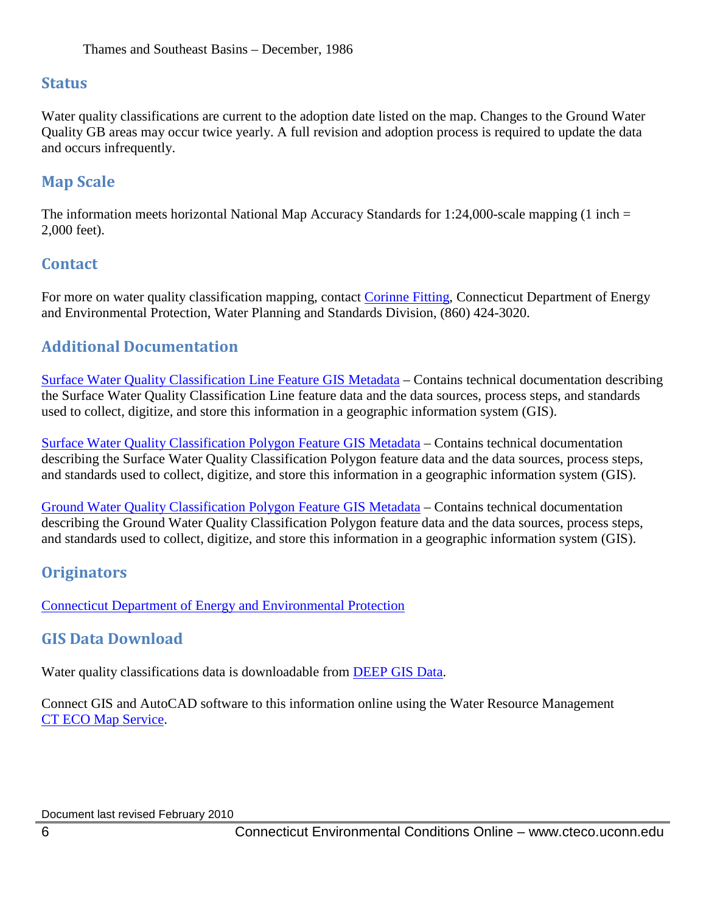Thames and Southeast Basins – December, 1986

## Status

Water quality classifications are current to the adoption date listed on the map. Changes to the Ground Water Quality GB areas may occur twice yearly. A full revision and adoption process is required to update the data and occurs infrequently.

## Map Scale

The information meets horizontal National Map Accuracy Standards for 1:24,000-scale mapping (1 inch = 2,000 feet).

## Contact

For more on water quality classification mapping, contact Corinne Fitting, Connecticut Department of Energy and Environmental Protection, Water Planning and Standards Division, (860) 424-3020.

## Additional Documentation

Surface Water Quality Classification Line Feature GIS Metadata – Contains technical documentation describing the Surface Water Quality Classification Line feature data and the data sources, process steps, and standards used to collect, digitize, and store this information in a geographic information system (GIS).

Surface Water Quality Classification Polygon Feature GIS Metadata – Contains technical documentation describing the Surface Water Quality Classification Polygon feature data and the data sources, process steps, and standards used to collect, digitize, and store this information in a geographic information system (GIS).

Ground Water Quality Classification Polygon Feature GIS Metadata – Contains technical documentation describing the Ground Water Quality Classification Polygon feature data and the data sources, process steps, and standards used to collect, digitize, and store this information in a geographic information system (GIS).

## Originators

Connecticut Department of Energy and Environmental Protection

## GIS Data Download

Water quality classifications data is downloadable from DEEP GIS Data.

Connect GIS and AutoCAD software to this information online using the Water Resource Management CT ECO Map Service.

Document last revised February 2010